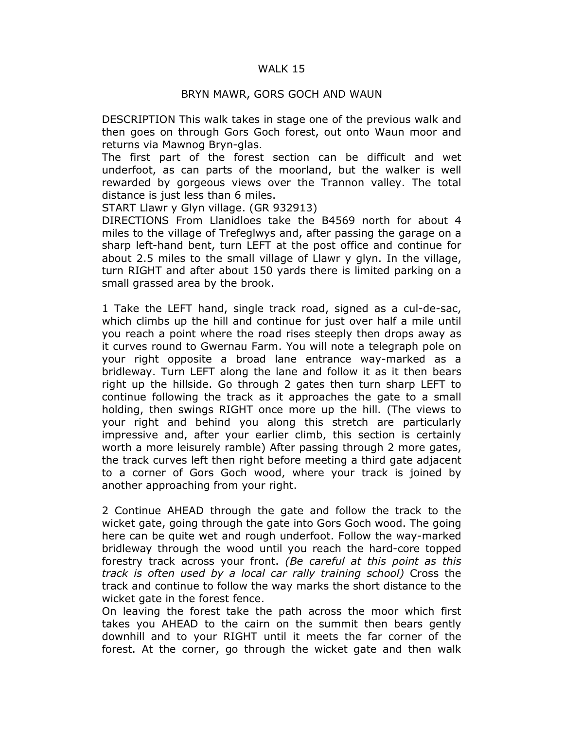# WALK 15

## BRYN MAWR, GORS GOCH AND WAUN

DESCRIPTION This walk takes in stage one of the previous walk and then goes on through Gors Goch forest, out onto Waun moor and returns via Mawnog Bryn-glas.

The first part of the forest section can be difficult and wet underfoot, as can parts of the moorland, but the walker is well rewarded by gorgeous views over the Trannon valley. The total distance is just less than 6 miles.

START Llawr y Glyn village. (GR 932913)

DIRECTIONS From Llanidloes take the B4569 north for about 4 miles to the village of Trefeglwys and, after passing the garage on a sharp left-hand bent, turn LEFT at the post office and continue for about 2.5 miles to the small village of Llawr y glyn. In the village, turn RIGHT and after about 150 yards there is limited parking on a small grassed area by the brook.

1 Take the LEFT hand, single track road, signed as a cul-de-sac, which climbs up the hill and continue for just over half a mile until you reach a point where the road rises steeply then drops away as it curves round to Gwernau Farm. You will note a telegraph pole on your right opposite a broad lane entrance way-marked as a bridleway. Turn LEFT along the lane and follow it as it then bears right up the hillside. Go through 2 gates then turn sharp LEFT to continue following the track as it approaches the gate to a small holding, then swings RIGHT once more up the hill. (The views to your right and behind you along this stretch are particularly impressive and, after your earlier climb, this section is certainly worth a more leisurely ramble) After passing through 2 more gates, the track curves left then right before meeting a third gate adjacent to a corner of Gors Goch wood, where your track is joined by another approaching from your right.

2 Continue AHEAD through the gate and follow the track to the wicket gate, going through the gate into Gors Goch wood. The going here can be quite wet and rough underfoot. Follow the way-marked bridleway through the wood until you reach the hard-core topped forestry track across your front. *(Be careful at this point as this track is often used by a local car rally training school)* Cross the track and continue to follow the way marks the short distance to the wicket gate in the forest fence.

On leaving the forest take the path across the moor which first takes you AHEAD to the cairn on the summit then bears gently downhill and to your RIGHT until it meets the far corner of the forest. At the corner, go through the wicket gate and then walk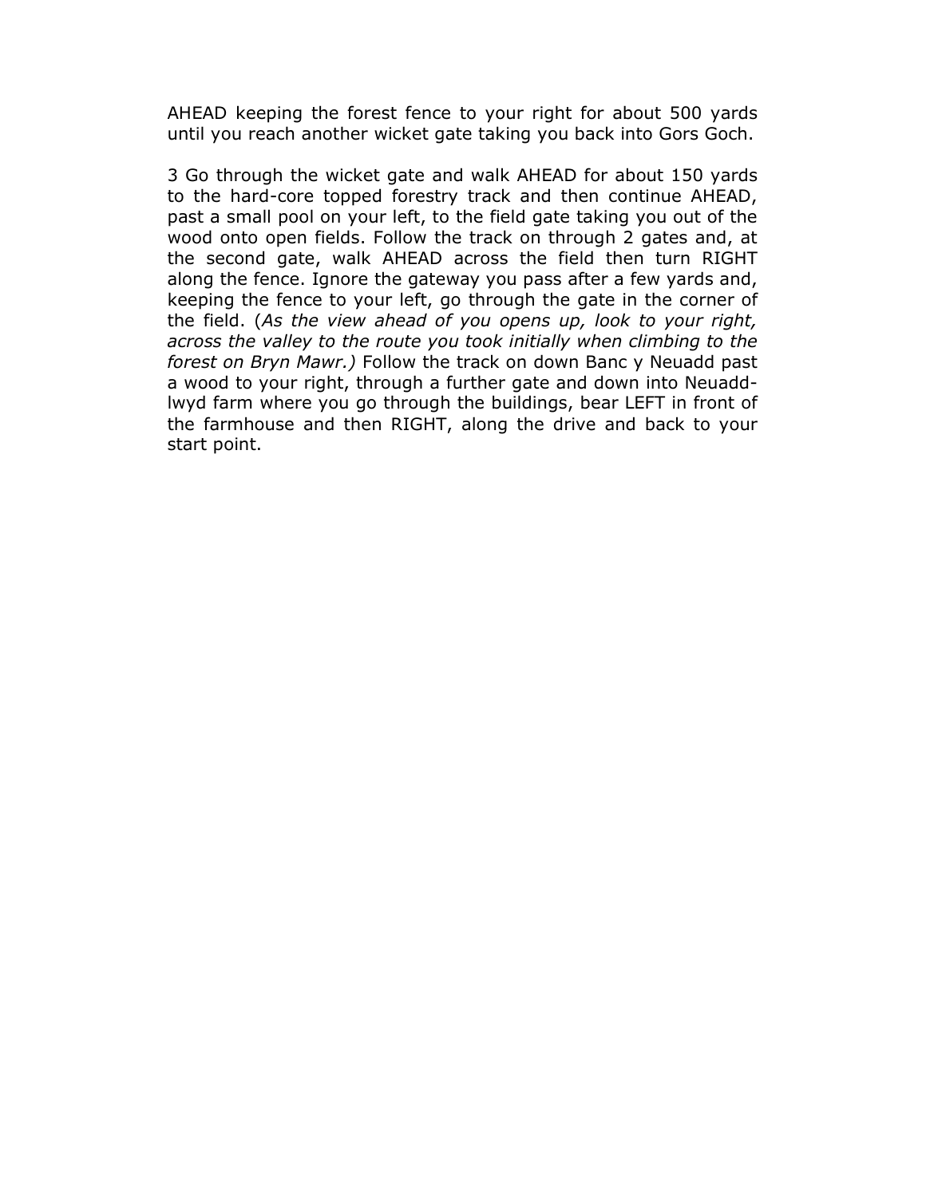AHEAD keeping the forest fence to your right for about 500 yards until you reach another wicket gate taking you back into Gors Goch.

3 Go through the wicket gate and walk AHEAD for about 150 yards to the hard-core topped forestry track and then continue AHEAD, past a small pool on your left, to the field gate taking you out of the wood onto open fields. Follow the track on through 2 gates and, at the second gate, walk AHEAD across the field then turn RIGHT along the fence. Ignore the gateway you pass after a few yards and, keeping the fence to your left, go through the gate in the corner of the field. (*As the view ahead of you opens up, look to your right, across the valley to the route you took initially when climbing to the forest on Bryn Mawr.)* Follow the track on down Banc y Neuadd past a wood to your right, through a further gate and down into Neuadd-lwyd farm where you go through the buildings, bear LEFT in front of the farmhouse and then RIGHT, along the drive and back to your start point.